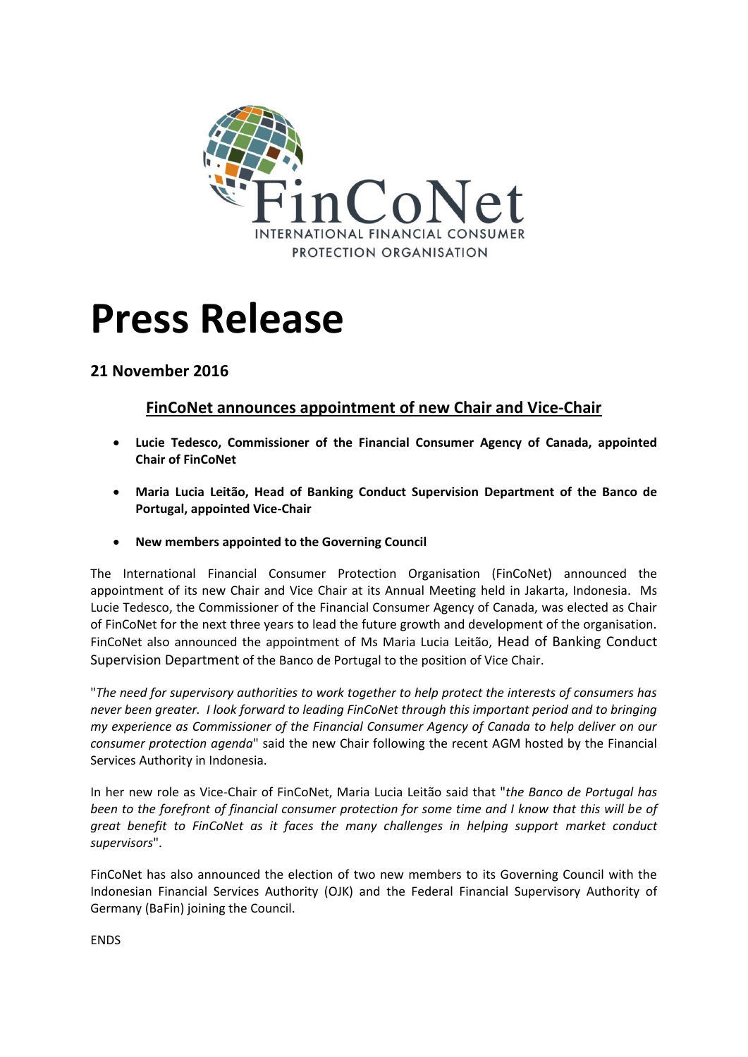FinCoNet
INTERNATIONAL FINANCIAL CONSUMER PROTECTION ORGANISATION

# Press Release

### 21 November 2016

## FinCoNet announces appointment of new Chair and Vice-Chair

- **Lucie Tedesco, Commissioner of the Financial Consumer Agency of Canada, appointed Chair of FinCoNet**
- **Maria Lucia Leitão, Head of Banking Conduct Supervision Department of the Banco de Portugal, appointed Vice-Chair**
- **New members appointed to the Governing Council**

The International Financial Consumer Protection Organisation (FinCoNet) announced the appointment of its new Chair and Vice Chair at its Annual Meeting held in Jakarta, Indonesia. Ms Lucie Tedesco, the Commissioner of the Financial Consumer Agency of Canada, was elected as Chair of FinCoNet for the next three years to lead the future growth and development of the organisation. FinCoNet also announced the appointment of Ms Maria Lucia Leitão, Head of Banking Conduct Supervision Department of the Banco de Portugal to the position of Vice Chair.

"*The need for supervisory authorities to work together to help protect the interests of consumers has never been greater. I look forward to leading FinCoNet through this important period and to bringing my experience as Commissioner of the Financial Consumer Agency of Canada to help deliver on our consumer protection agenda*" said the new Chair following the recent AGM hosted by the Financial Services Authority in Indonesia.

In her new role as Vice-Chair of FinCoNet, Maria Lucia Leitão said that "*the Banco de Portugal has been to the forefront of financial consumer protection for some time and I know that this will be of great benefit to FinCoNet as it faces the many challenges in helping support market conduct supervisors*".

FinCoNet has also announced the election of two new members to its Governing Council with the Indonesian Financial Services Authority (OJK) and the Federal Financial Supervisory Authority of Germany (BaFin) joining the Council.

ENDS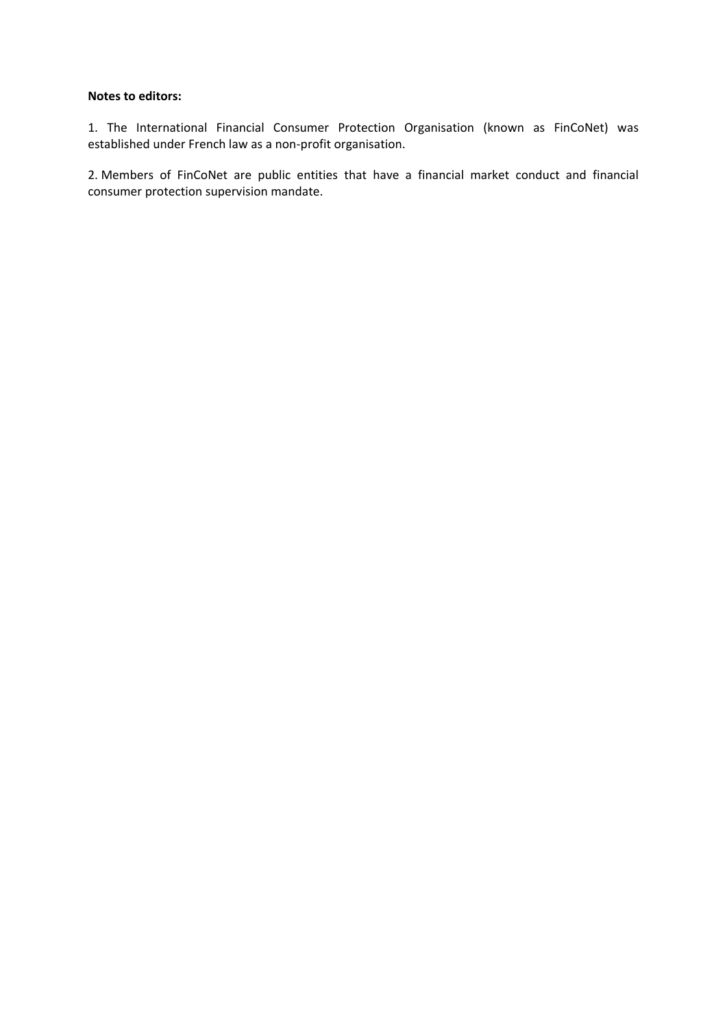**Notes to editors:**

1. The International Financial Consumer Protection Organisation (known as FinCoNet) was established under French law as a non-profit organisation.

2. Members of FinCoNet are public entities that have a financial market conduct and financial consumer protection supervision mandate.